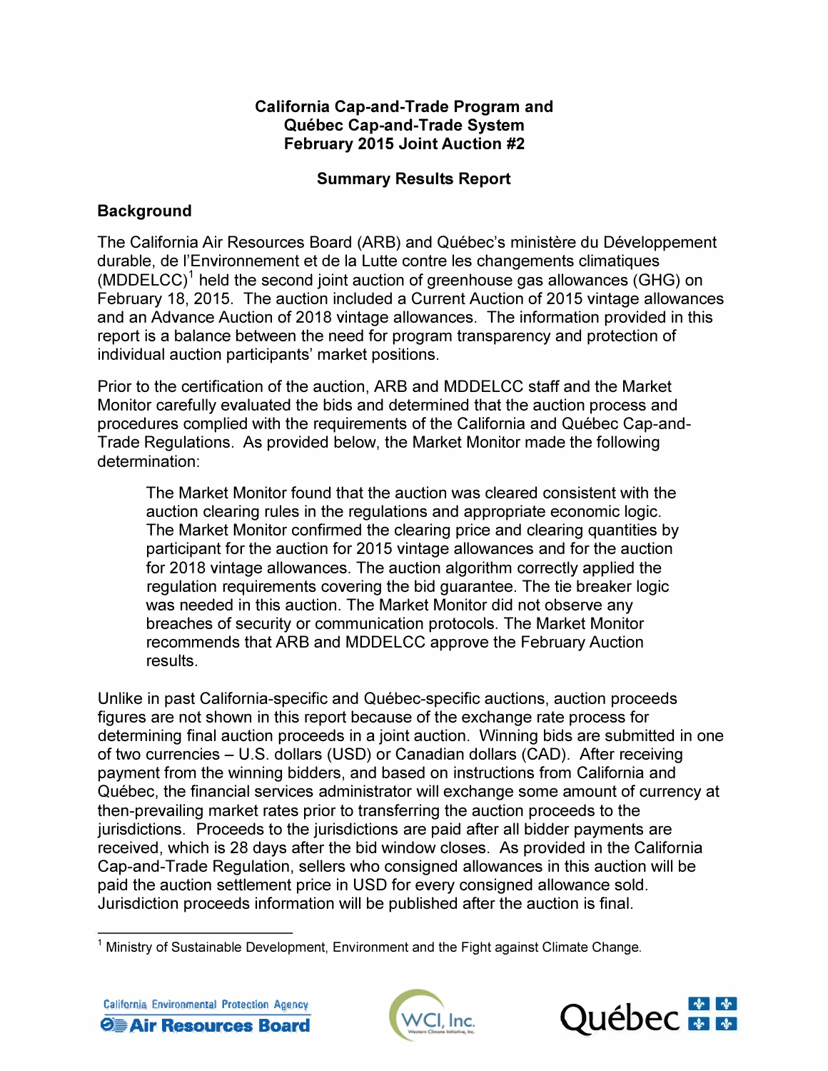# California Cap-and-Trade Program and Québec Cap-and-Trade System February 2015 Joint Auction #2

## Summary Results Report

### Background

The California Air Resources Board (ARB) and Québec's ministère du Développement durable, de l'Environnement et de la Lutte contre les changements climatiques (MDDELCC)[1] held the second joint auction of greenhouse gas allowances (GHG) on February 18, 2015. The auction included a Current Auction of 2015 vintage allowances and an Advance Auction of 2018 vintage allowances. The information provided in this report is a balance between the need for program transparency and protection of individual auction participants' market positions.

Prior to the certification of the auction, ARB and MDDELCC staff and the Market Monitor carefully evaluated the bids and determined that the auction process and procedures complied with the requirements of the California and Québec Cap-and-Trade Regulations. As provided below, the Market Monitor made the following determination:

> The Market Monitor found that the auction was cleared consistent with the auction clearing rules in the regulations and appropriate economic logic. The Market Monitor confirmed the clearing price and clearing quantities by participant for the auction for 2015 vintage allowances and for the auction for 2018 vintage allowances. The auction algorithm correctly applied the regulation requirements covering the bid guarantee. The tie breaker logic was needed in this auction. The Market Monitor did not observe any breaches of security or communication protocols. The Market Monitor recommends that ARB and MDDELCC approve the February Auction results.

Unlike in past California-specific and Québec-specific auctions, auction proceeds figures are not shown in this report because of the exchange rate process for determining final auction proceeds in a joint auction. Winning bids are submitted in one of two currencies – U.S. dollars (USD) or Canadian dollars (CAD). After receiving payment from the winning bidders, and based on instructions from California and Québec, the financial services administrator will exchange some amount of currency at then-prevailing market rates prior to transferring the auction proceeds to the jurisdictions. Proceeds to the jurisdictions are paid after all bidder payments are received, which is 28 days after the bid window closes. As provided in the California Cap-and-Trade Regulation, sellers who consigned allowances in this auction will be paid the auction settlement price in USD for every consigned allowance sold. Jurisdiction proceeds information will be published after the auction is final.

[1] Ministry of Sustainable Development, Environment and the Fight against Climate Change.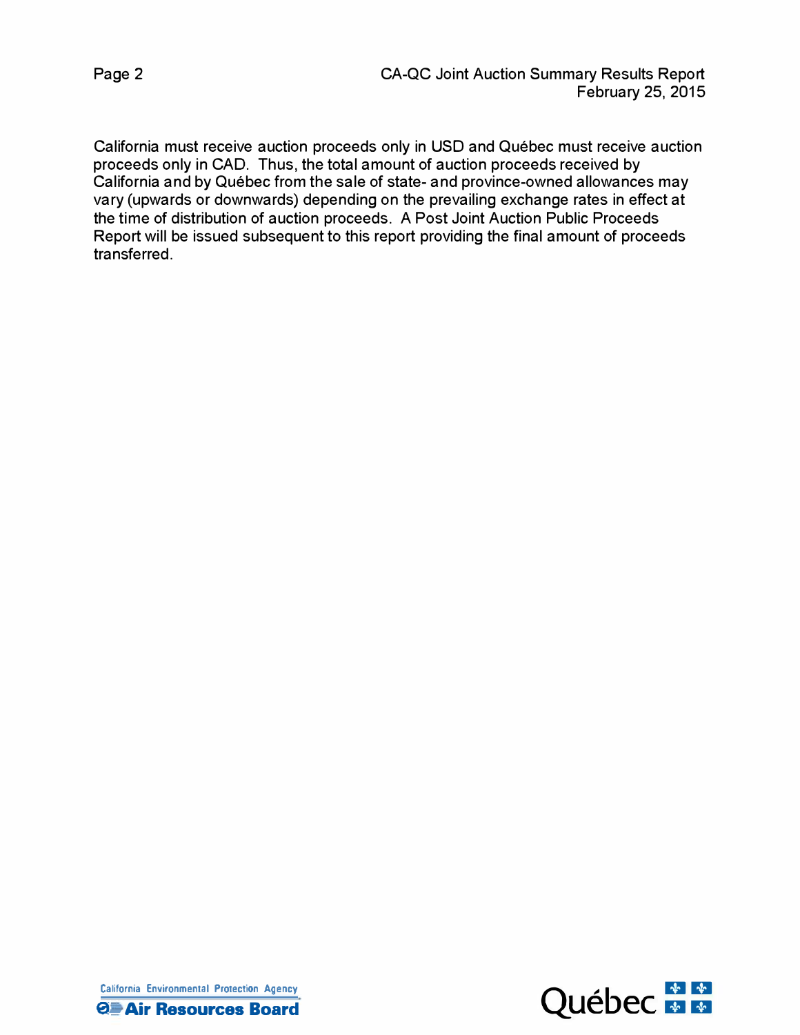California must receive auction proceeds only in USD and Québec must receive auction proceeds only in CAD. Thus, the total amount of auction proceeds received by California and by Québec from the sale of state- and province-owned allowances may vary (upwards or downwards) depending on the prevailing exchange rates in effect at the time of distribution of auction proceeds. A Post Joint Auction Public Proceeds Report will be issued subsequent to this report providing the final amount of proceeds transferred.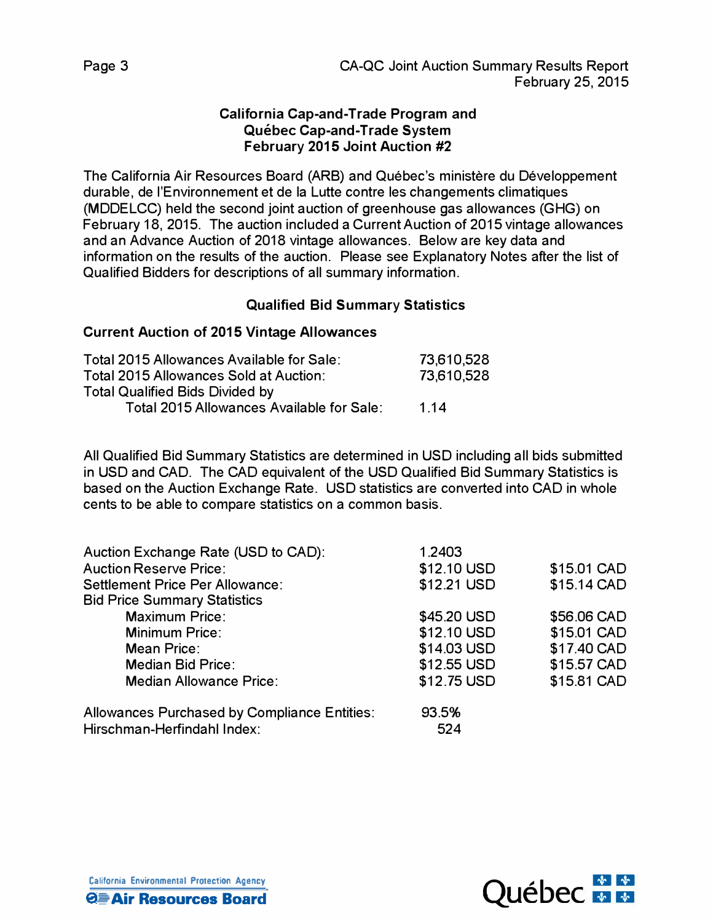## California Cap-and-Trade Program and Québec Cap-and-Trade System February 2015 Joint Auction #2

The California Air Resources Board (ARB) and Québec's ministère du Développement durable, de l'Environnement et de la Lutte contre les changements climatiques (MDDELCC) held the second joint auction of greenhouse gas allowances (GHG) on February 18, 2015. The auction included a Current Auction of 2015 vintage allowances and an Advance Auction of 2018 vintage allowances. Below are key data and information on the results of the auction. Please see Explanatory Notes after the list of Qualified Bidders for descriptions of all summary information.

### Qualified Bid Summary Statistics

#### Current Auction of 2015 Vintage Allowances

| | |
|---|---|
| Total 2015 Allowances Available for Sale: | 73,610,528 |
| Total 2015 Allowances Sold at Auction: | 73,610,528 |
| Total Qualified Bids Divided by Total 2015 Allowances Available for Sale: | 1.14 |

All Qualified Bid Summary Statistics are determined in USD including all bids submitted in USD and CAD. The CAD equivalent of the USD Qualified Bid Summary Statistics is based on the Auction Exchange Rate. USD statistics are converted into CAD in whole cents to be able to compare statistics on a common basis.

| | | |
|---|---|---|
| Auction Exchange Rate (USD to CAD): | 1.2403 | |
| Auction Reserve Price: | $12.10 USD | $15.01 CAD |
| Settlement Price Per Allowance: | $12.21 USD | $15.14 CAD |
| Bid Price Summary Statistics | | |
| Maximum Price: | $45.20 USD | $56.06 CAD |
| Minimum Price: | $12.10 USD | $15.01 CAD |
| Mean Price: | $14.03 USD | $17.40 CAD |
| Median Bid Price: | $12.55 USD | $15.57 CAD |
| Median Allowance Price: | $12.75 USD | $15.81 CAD |

| | |
|---|---|
| Allowances Purchased by Compliance Entities: | 93.5% |
| Hirschman-Herfindahl Index: | 524 |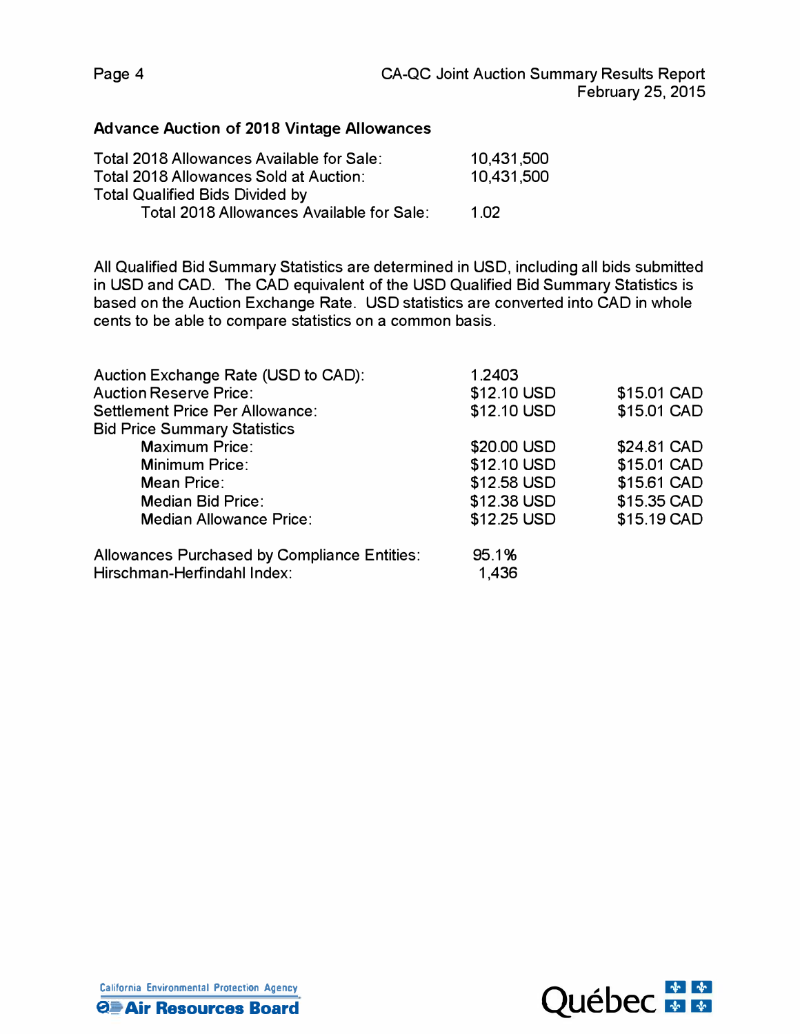## Advance Auction of 2018 Vintage Allowances

| | |
|---|---|
| Total 2018 Allowances Available for Sale: | 10,431,500 |
| Total 2018 Allowances Sold at Auction: | 10,431,500 |
| Total Qualified Bids Divided by Total 2018 Allowances Available for Sale: | 1.02 |

All Qualified Bid Summary Statistics are determined in USD, including all bids submitted in USD and CAD. The CAD equivalent of the USD Qualified Bid Summary Statistics is based on the Auction Exchange Rate. USD statistics are converted into CAD in whole cents to be able to compare statistics on a common basis.

| | | |
|---|---|---|
| Auction Exchange Rate (USD to CAD): | 1.2403 | |
| Auction Reserve Price: | $12.10 USD | $15.01 CAD |
| Settlement Price Per Allowance: | $12.10 USD | $15.01 CAD |
| Bid Price Summary Statistics | | |
| Maximum Price: | $20.00 USD | $24.81 CAD |
| Minimum Price: | $12.10 USD | $15.01 CAD |
| Mean Price: | $12.58 USD | $15.61 CAD |
| Median Bid Price: | $12.38 USD | $15.35 CAD |
| Median Allowance Price: | $12.25 USD | $15.19 CAD |

| | |
|---|---|
| Allowances Purchased by Compliance Entities: | 95.1% |
| Hirschman-Herfindahl Index: | 1,436 |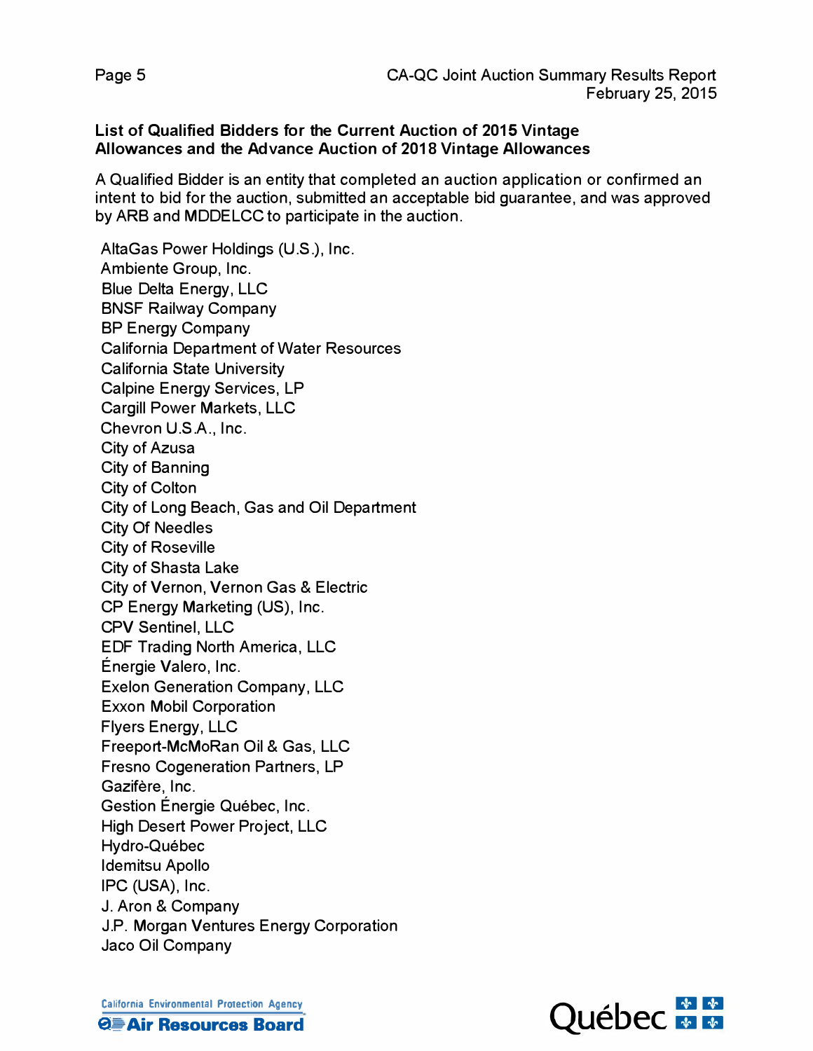## List of Qualified Bidders for the Current Auction of 2015 Vintage Allowances and the Advance Auction of 2018 Vintage Allowances

A Qualified Bidder is an entity that completed an auction application or confirmed an intent to bid for the auction, submitted an acceptable bid guarantee, and was approved by ARB and MDDELCC to participate in the auction.

AltaGas Power Holdings (U.S.), Inc.
Ambiente Group, Inc.
Blue Delta Energy, LLC
BNSF Railway Company
BP Energy Company
California Department of Water Resources
California State University
Calpine Energy Services, LP
Cargill Power Markets, LLC
Chevron U.S.A., Inc.
City of Azusa
City of Banning
City of Colton
City of Long Beach, Gas and Oil Department
City Of Needles
City of Roseville
City of Shasta Lake
City of Vernon, Vernon Gas & Electric
CP Energy Marketing (US), Inc.
CPV Sentinel, LLC
EDF Trading North America, LLC
Énergie Valero, Inc.
Exelon Generation Company, LLC
Exxon Mobil Corporation
Flyers Energy, LLC
Freeport-McMoRan Oil & Gas, LLC
Fresno Cogeneration Partners, LP
Gazifère, Inc.
Gestion Énergie Québec, Inc.
High Desert Power Project, LLC
Hydro-Québec
Idemitsu Apollo
IPC (USA), Inc.
J. Aron & Company
J.P. Morgan Ventures Energy Corporation
Jaco Oil Company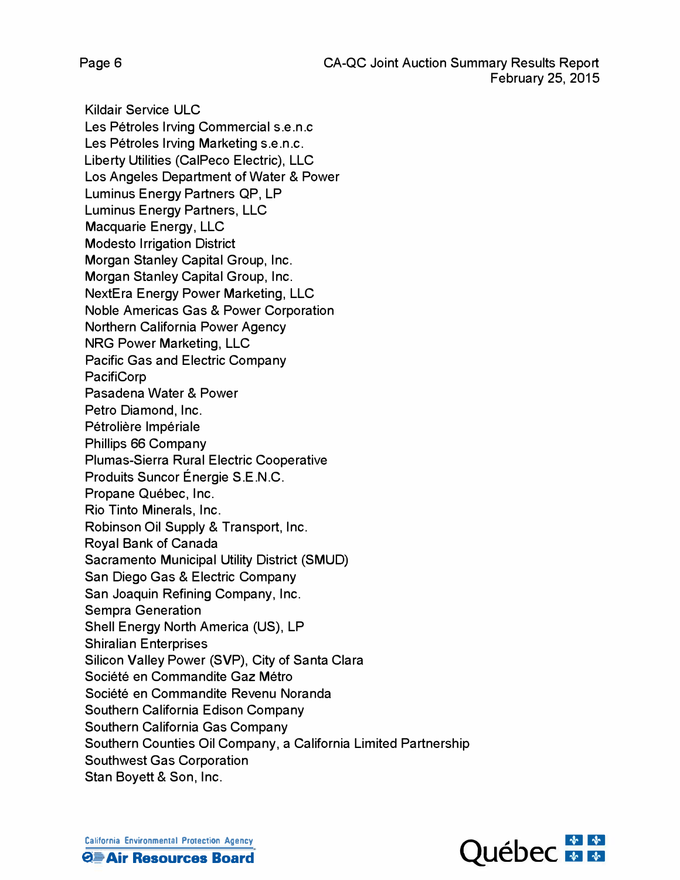Kildair Service ULC
Les Pétroles Irving Commercial s.e.n.c
Les Pétroles Irving Marketing s.e.n.c.
Liberty Utilities (CalPeco Electric), LLC
Los Angeles Department of Water & Power
Luminus Energy Partners QP, LP
Luminus Energy Partners, LLC
Macquarie Energy, LLC
Modesto Irrigation District
Morgan Stanley Capital Group, Inc.
Morgan Stanley Capital Group, Inc.
NextEra Energy Power Marketing, LLC
Noble Americas Gas & Power Corporation
Northern California Power Agency
NRG Power Marketing, LLC
Pacific Gas and Electric Company
PacifiCorp
Pasadena Water & Power
Petro Diamond, Inc.
Pétrolière Impériale
Phillips 66 Company
Plumas-Sierra Rural Electric Cooperative
Produits Suncor Énergie S.E.N.C.
Propane Québec, Inc.
Rio Tinto Minerals, Inc.
Robinson Oil Supply & Transport, Inc.
Royal Bank of Canada
Sacramento Municipal Utility District (SMUD)
San Diego Gas & Electric Company
San Joaquin Refining Company, Inc.
Sempra Generation
Shell Energy North America (US), LP
Shiralian Enterprises
Silicon Valley Power (SVP), City of Santa Clara
Société en Commandite Gaz Métro
Société en Commandite Revenu Noranda
Southern California Edison Company
Southern California Gas Company
Southern Counties Oil Company, a California Limited Partnership
Southwest Gas Corporation
Stan Boyett & Son, Inc.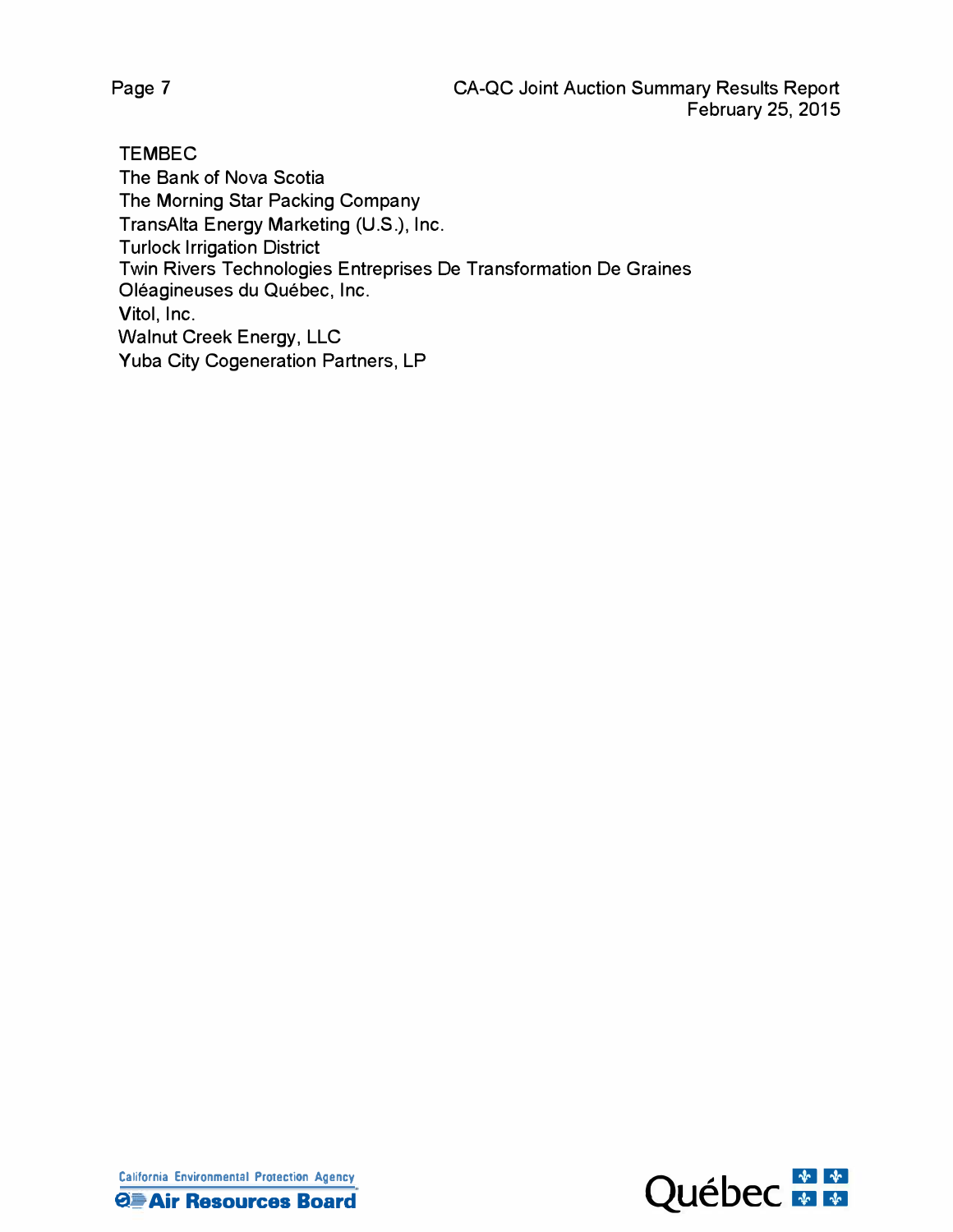TEMBEC
The Bank of Nova Scotia
The Morning Star Packing Company
TransAlta Energy Marketing (U.S.), Inc.
Turlock Irrigation District
Twin Rivers Technologies Entreprises De Transformation De Graines Oléagineuses du Québec, Inc.
Vitol, Inc.
Walnut Creek Energy, LLC
Yuba City Cogeneration Partners, LP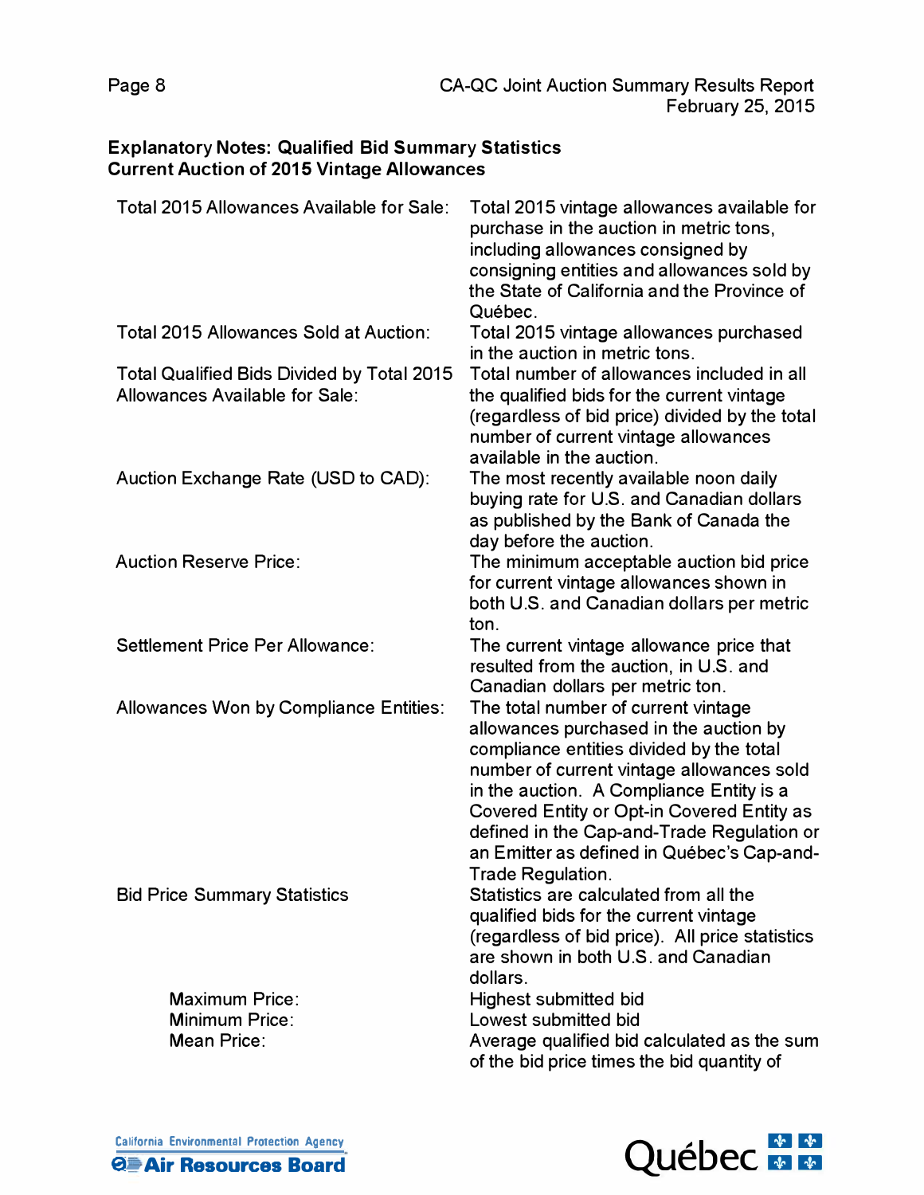## Explanatory Notes: Qualified Bid Summary Statistics
## Current Auction of 2015 Vintage Allowances

| | |
|---|---|
| Total 2015 Allowances Available for Sale: | Total 2015 vintage allowances available for purchase in the auction in metric tons, including allowances consigned by consigning entities and allowances sold by the State of California and the Province of Québec. |
| Total 2015 Allowances Sold at Auction: | Total 2015 vintage allowances purchased in the auction in metric tons. |
| Total Qualified Bids Divided by Total 2015 Allowances Available for Sale: | Total number of allowances included in all the qualified bids for the current vintage (regardless of bid price) divided by the total number of current vintage allowances available in the auction. |
| Auction Exchange Rate (USD to CAD): | The most recently available noon daily buying rate for U.S. and Canadian dollars as published by the Bank of Canada the day before the auction. |
| Auction Reserve Price: | The minimum acceptable auction bid price for current vintage allowances shown in both U.S. and Canadian dollars per metric ton. |
| Settlement Price Per Allowance: | The current vintage allowance price that resulted from the auction, in U.S. and Canadian dollars per metric ton. |
| Allowances Won by Compliance Entities: | The total number of current vintage allowances purchased in the auction by compliance entities divided by the total number of current vintage allowances sold in the auction. A Compliance Entity is a Covered Entity or Opt-in Covered Entity as defined in the Cap-and-Trade Regulation or an Emitter as defined in Québec's Cap-and-Trade Regulation. |
| Bid Price Summary Statistics | Statistics are calculated from all the qualified bids for the current vintage (regardless of bid price). All price statistics are shown in both U.S. and Canadian dollars. |
| Maximum Price: | Highest submitted bid |
| Minimum Price: | Lowest submitted bid |
| Mean Price: | Average qualified bid calculated as the sum of the bid price times the bid quantity of |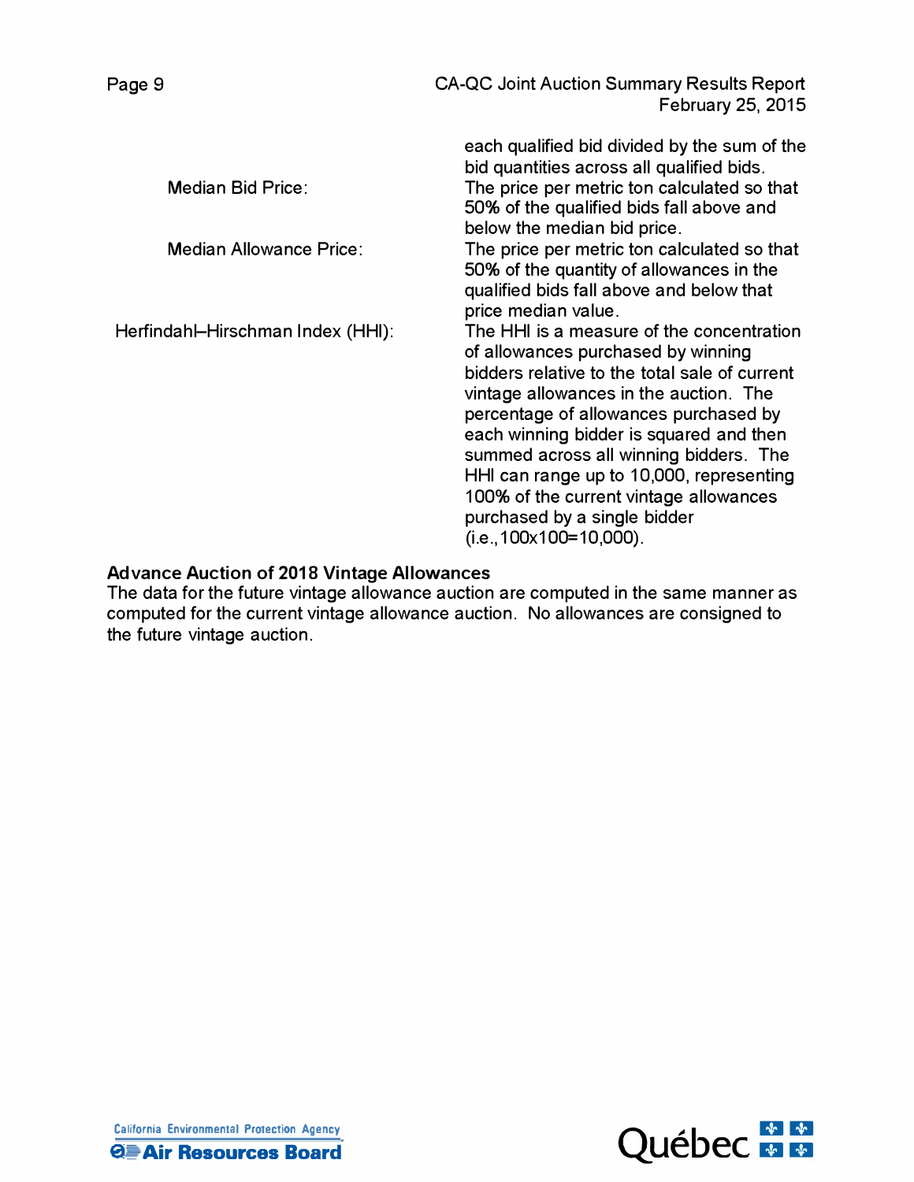each qualified bid divided by the sum of the bid quantities across all qualified bids.

| | |
|---|---|
| Median Bid Price: | The price per metric ton calculated so that 50% of the qualified bids fall above and below the median bid price. |
| Median Allowance Price: | The price per metric ton calculated so that 50% of the quantity of allowances in the qualified bids fall above and below that price median value. |
| Herfindahl–Hirschman Index (HHI): | The HHI is a measure of the concentration of allowances purchased by winning bidders relative to the total sale of current vintage allowances in the auction. The percentage of allowances purchased by each winning bidder is squared and then summed across all winning bidders. The HHI can range up to 10,000, representing 100% of the current vintage allowances purchased by a single bidder (i.e.,100x100=10,000). |

**Advance Auction of 2018 Vintage Allowances**

The data for the future vintage allowance auction are computed in the same manner as computed for the current vintage allowance auction. No allowances are consigned to the future vintage auction.